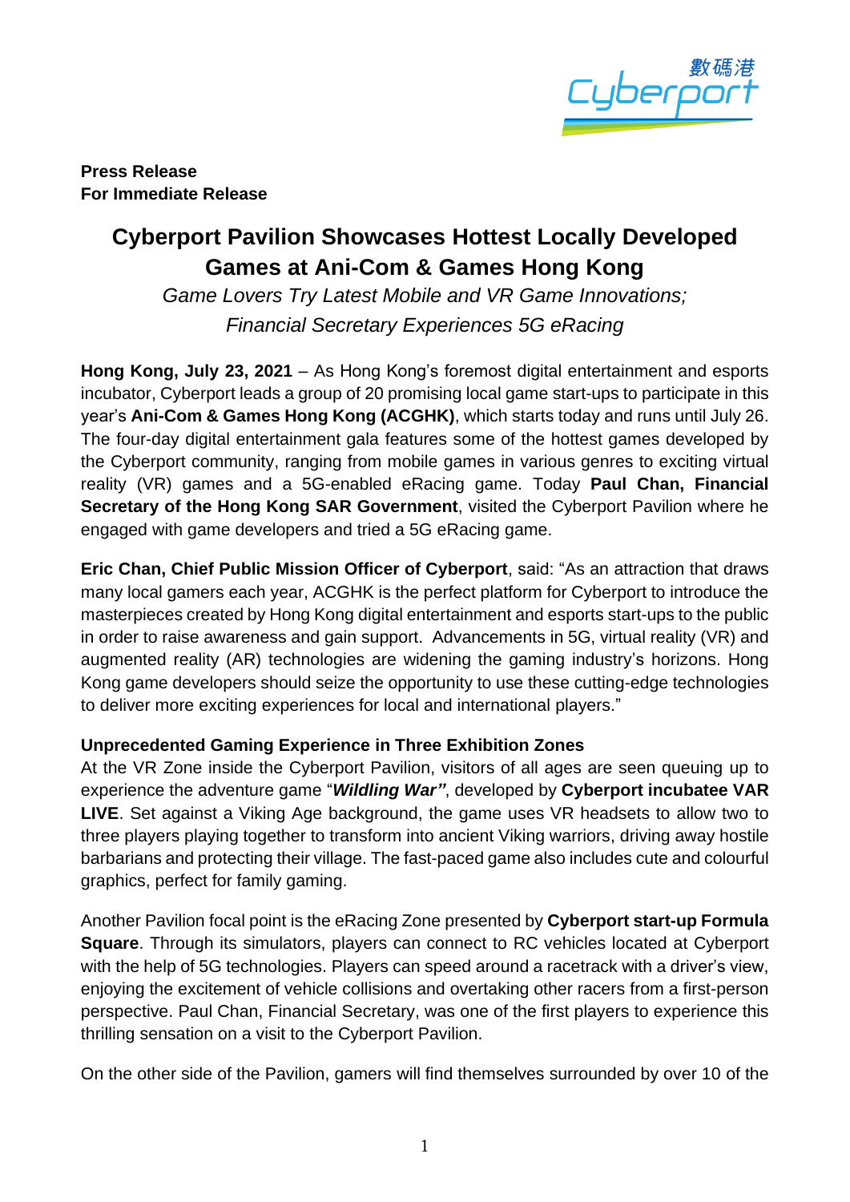**Press Release**
**For Immediate Release**

# Cyberport Pavilion Showcases Hottest Locally Developed Games at Ani-Com & Games Hong Kong

*Game Lovers Try Latest Mobile and VR Game Innovations;*
*Financial Secretary Experiences 5G eRacing*

**Hong Kong, July 23, 2021** – As Hong Kong's foremost digital entertainment and esports incubator, Cyberport leads a group of 20 promising local game start-ups to participate in this year's **Ani-Com & Games Hong Kong (ACGHK)**, which starts today and runs until July 26. The four-day digital entertainment gala features some of the hottest games developed by the Cyberport community, ranging from mobile games in various genres to exciting virtual reality (VR) games and a 5G-enabled eRacing game. Today **Paul Chan, Financial Secretary of the Hong Kong SAR Government**, visited the Cyberport Pavilion where he engaged with game developers and tried a 5G eRacing game.

**Eric Chan, Chief Public Mission Officer of Cyberport**, said: "As an attraction that draws many local gamers each year, ACGHK is the perfect platform for Cyberport to introduce the masterpieces created by Hong Kong digital entertainment and esports start-ups to the public in order to raise awareness and gain support. Advancements in 5G, virtual reality (VR) and augmented reality (AR) technologies are widening the gaming industry's horizons. Hong Kong game developers should seize the opportunity to use these cutting-edge technologies to deliver more exciting experiences for local and international players."

**Unprecedented Gaming Experience in Three Exhibition Zones**

At the VR Zone inside the Cyberport Pavilion, visitors of all ages are seen queuing up to experience the adventure game "***Wildling War"***, developed by **Cyberport incubatee VAR LIVE**. Set against a Viking Age background, the game uses VR headsets to allow two to three players playing together to transform into ancient Viking warriors, driving away hostile barbarians and protecting their village. The fast-paced game also includes cute and colourful graphics, perfect for family gaming.

Another Pavilion focal point is the eRacing Zone presented by **Cyberport start-up Formula Square**. Through its simulators, players can connect to RC vehicles located at Cyberport with the help of 5G technologies. Players can speed around a racetrack with a driver's view, enjoying the excitement of vehicle collisions and overtaking other racers from a first-person perspective. Paul Chan, Financial Secretary, was one of the first players to experience this thrilling sensation on a visit to the Cyberport Pavilion.

On the other side of the Pavilion, gamers will find themselves surrounded by over 10 of the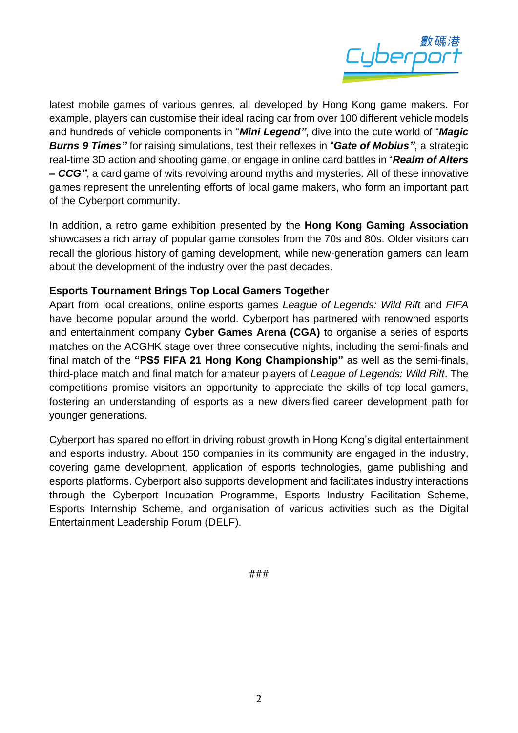latest mobile games of various genres, all developed by Hong Kong game makers. For example, players can customise their ideal racing car from over 100 different vehicle models and hundreds of vehicle components in "***Mini Legend"***, dive into the cute world of "***Magic Burns 9 Times"*** for raising simulations, test their reflexes in "***Gate of Mobius"***, a strategic real-time 3D action and shooting game, or engage in online card battles in "***Realm of Alters – CCG"***, a card game of wits revolving around myths and mysteries. All of these innovative games represent the unrelenting efforts of local game makers, who form an important part of the Cyberport community.

In addition, a retro game exhibition presented by the **Hong Kong Gaming Association** showcases a rich array of popular game consoles from the 70s and 80s. Older visitors can recall the glorious history of gaming development, while new-generation gamers can learn about the development of the industry over the past decades.

**Esports Tournament Brings Top Local Gamers Together**

Apart from local creations, online esports games *League of Legends: Wild Rift* and *FIFA* have become popular around the world. Cyberport has partnered with renowned esports and entertainment company **Cyber Games Arena (CGA)** to organise a series of esports matches on the ACGHK stage over three consecutive nights, including the semi-finals and final match of the **"PS5 FIFA 21 Hong Kong Championship"** as well as the semi-finals, third-place match and final match for amateur players of *League of Legends: Wild Rift*. The competitions promise visitors an opportunity to appreciate the skills of top local gamers, fostering an understanding of esports as a new diversified career development path for younger generations.

Cyberport has spared no effort in driving robust growth in Hong Kong's digital entertainment and esports industry. About 150 companies in its community are engaged in the industry, covering game development, application of esports technologies, game publishing and esports platforms. Cyberport also supports development and facilitates industry interactions through the Cyberport Incubation Programme, Esports Industry Facilitation Scheme, Esports Internship Scheme, and organisation of various activities such as the Digital Entertainment Leadership Forum (DELF).

###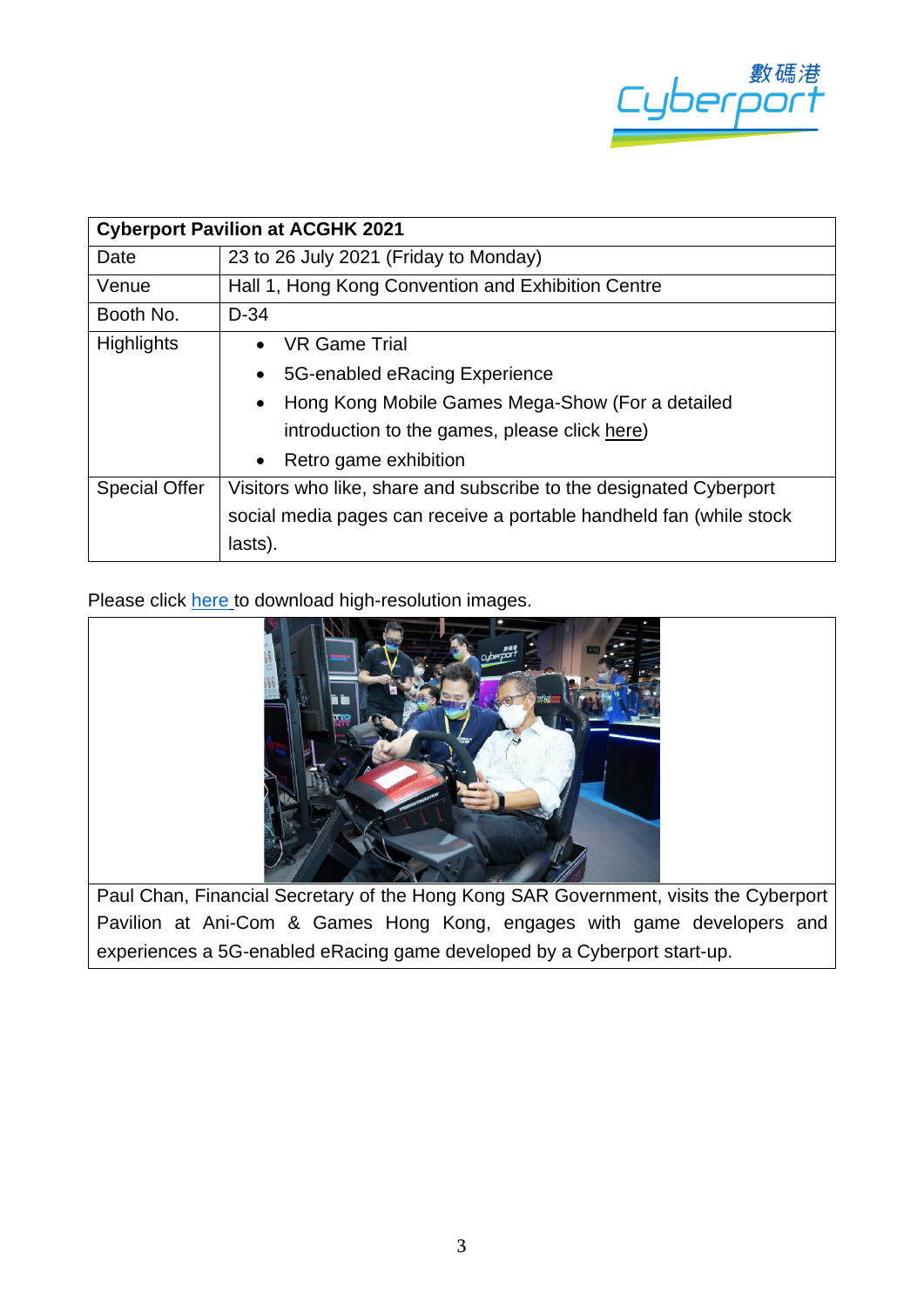| Cyberport Pavilion at ACGHK 2021 | |
|---|---|
| Date | 23 to 26 July 2021 (Friday to Monday) |
| Venue | Hall 1, Hong Kong Convention and Exhibition Centre |
| Booth No. | D-34 |
| Highlights | • VR Game Trial<br>• 5G-enabled eRacing Experience<br>• Hong Kong Mobile Games Mega-Show (For a detailed introduction to the games, please click here)<br>• Retro game exhibition |
| Special Offer | Visitors who like, share and subscribe to the designated Cyberport social media pages can receive a portable handheld fan (while stock lasts). |

Please click here to download high-resolution images.

Paul Chan, Financial Secretary of the Hong Kong SAR Government, visits the Cyberport Pavilion at Ani-Com & Games Hong Kong, engages with game developers and experiences a 5G-enabled eRacing game developed by a Cyberport start-up.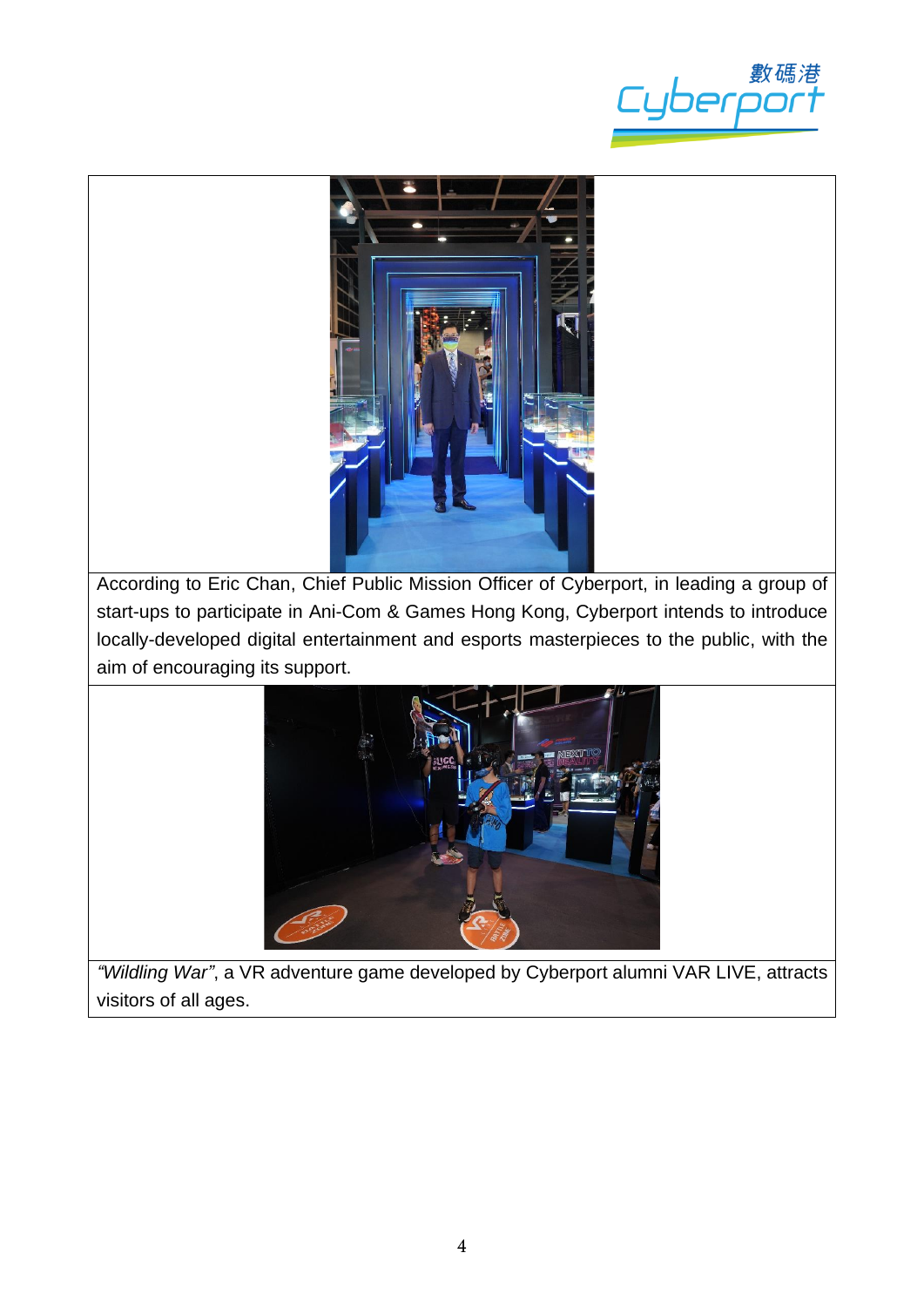According to Eric Chan, Chief Public Mission Officer of Cyberport, in leading a group of start-ups to participate in Ani-Com & Games Hong Kong, Cyberport intends to introduce locally-developed digital entertainment and esports masterpieces to the public, with the aim of encouraging its support.

*"Wildling War"*, a VR adventure game developed by Cyberport alumni VAR LIVE, attracts visitors of all ages.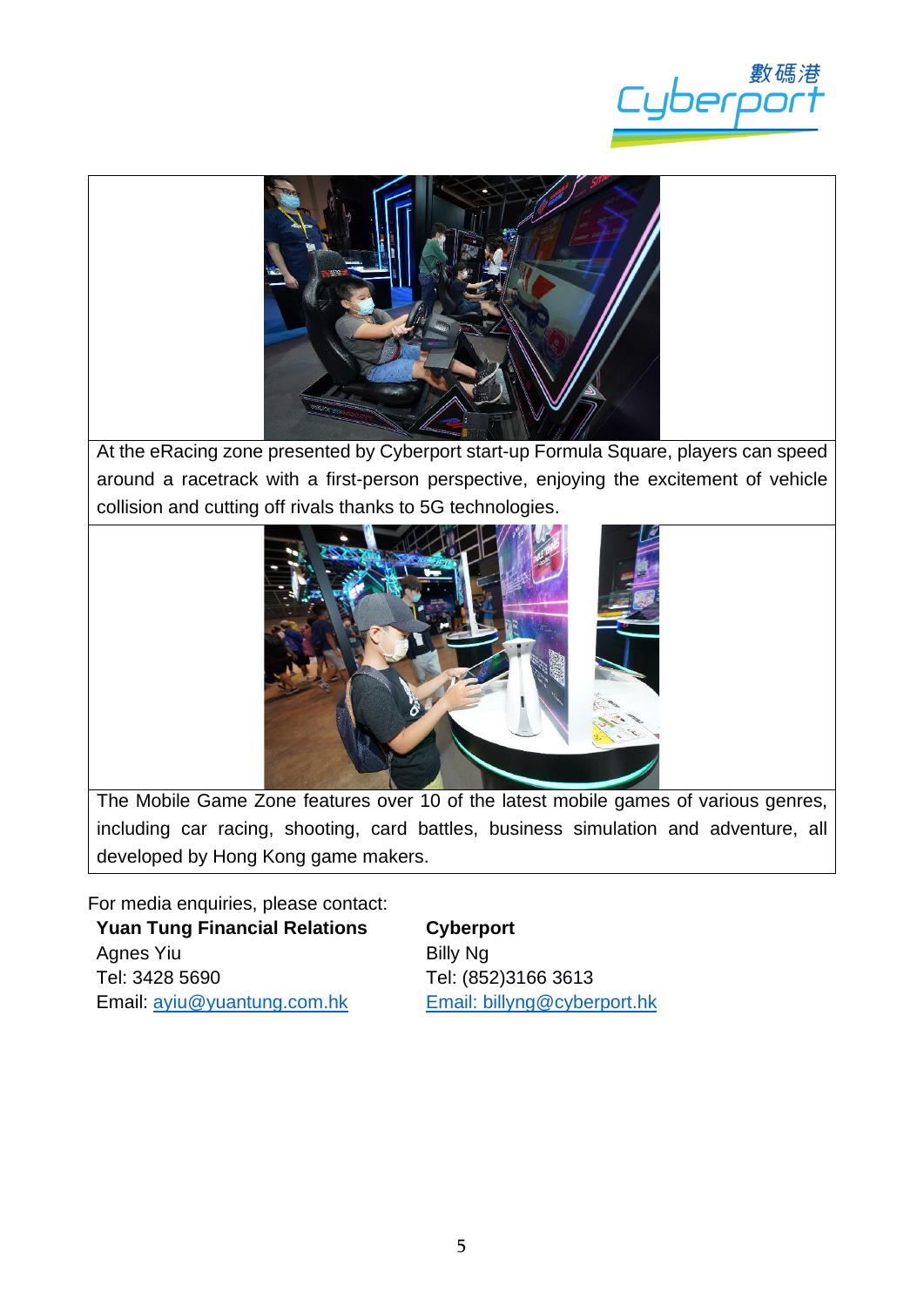At the eRacing zone presented by Cyberport start-up Formula Square, players can speed around a racetrack with a first-person perspective, enjoying the excitement of vehicle collision and cutting off rivals thanks to 5G technologies.

The Mobile Game Zone features over 10 of the latest mobile games of various genres, including car racing, shooting, card battles, business simulation and adventure, all developed by Hong Kong game makers.

For media enquiries, please contact:

**Yuan Tung Financial Relations**
Agnes Yiu
Tel: 3428 5690
Email: ayiu@yuantung.com.hk

**Cyberport**
Billy Ng
Tel: (852)3166 3613
Email: billyng@cyberport.hk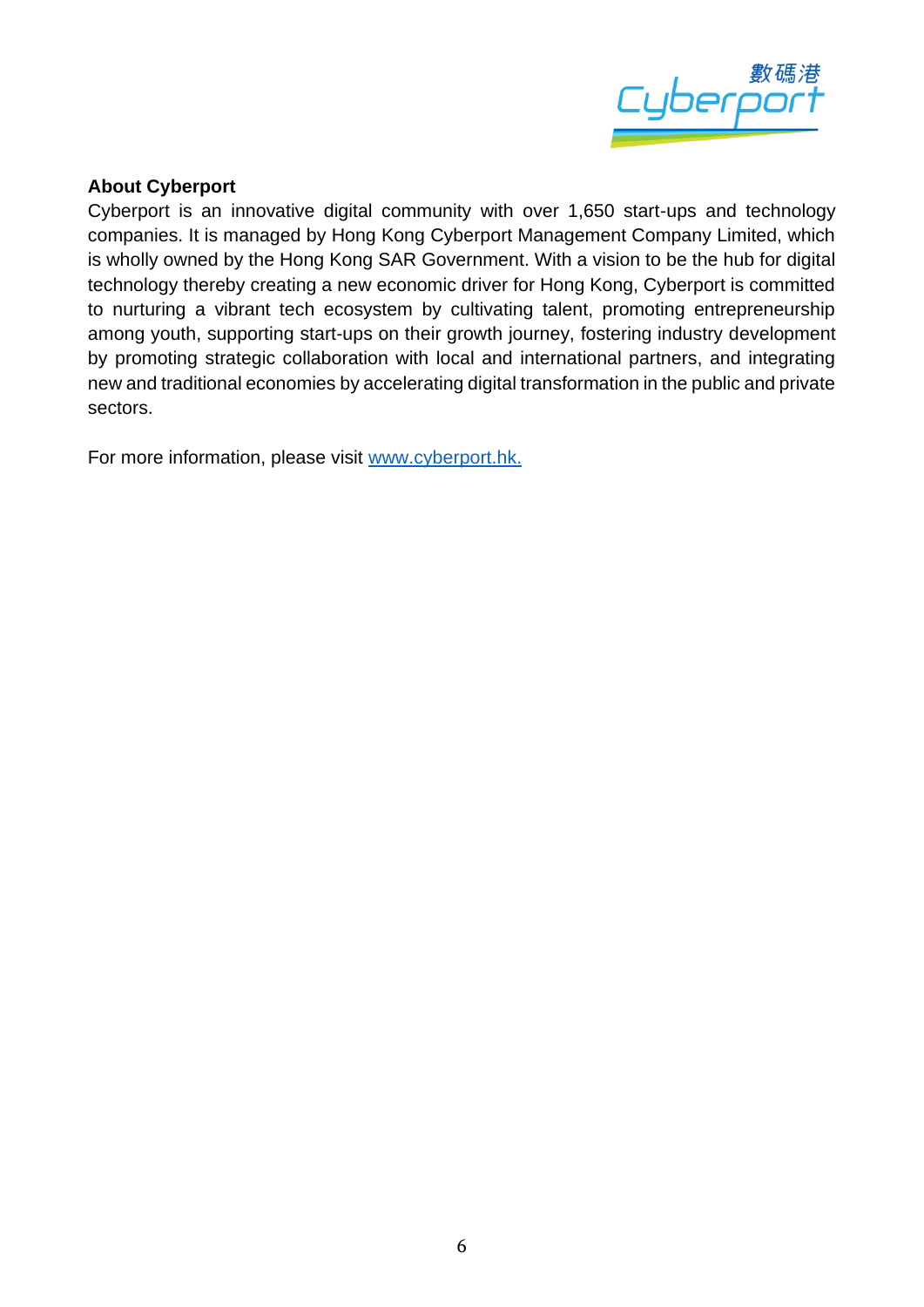**About Cyberport**

Cyberport is an innovative digital community with over 1,650 start-ups and technology companies. It is managed by Hong Kong Cyberport Management Company Limited, which is wholly owned by the Hong Kong SAR Government. With a vision to be the hub for digital technology thereby creating a new economic driver for Hong Kong, Cyberport is committed to nurturing a vibrant tech ecosystem by cultivating talent, promoting entrepreneurship among youth, supporting start-ups on their growth journey, fostering industry development by promoting strategic collaboration with local and international partners, and integrating new and traditional economies by accelerating digital transformation in the public and private sectors.

For more information, please visit [www.cyberport.hk.](http://www.cyberport.hk)